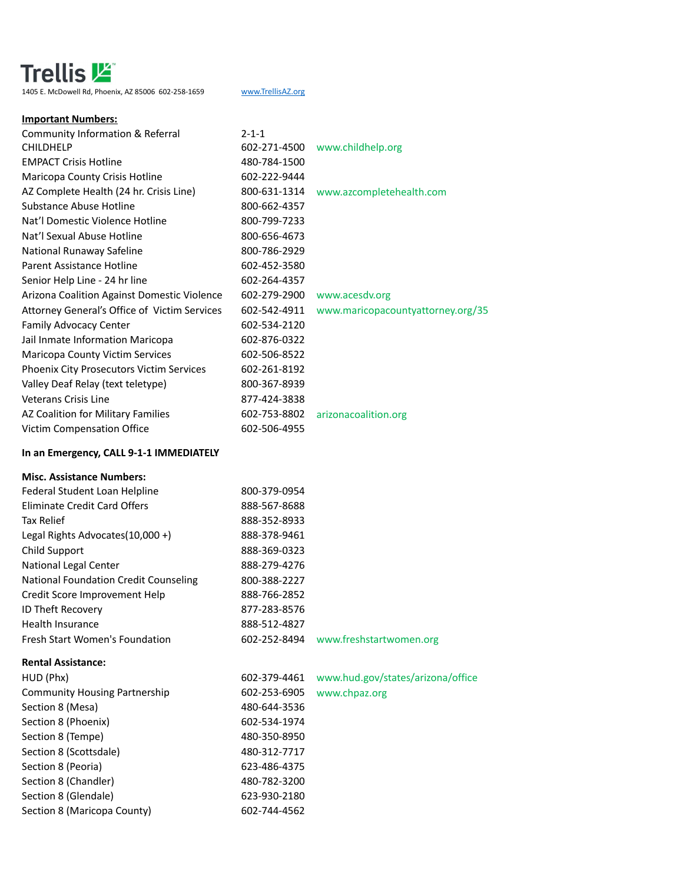# Trellis

1405 E. McDowell Rd, Phoenix, AZ 85006 602-258-1659 www.TrellisAZ.org

**Important Numbers:**

| | | |
|---|---|---|
| Community Information & Referral | 2-1-1 | |
| CHILDHELP | 602-271-4500 | www.childhelp.org |
| EMPACT Crisis Hotline | 480-784-1500 | |
| Maricopa County Crisis Hotline | 602-222-9444 | |
| AZ Complete Health (24 hr. Crisis Line) | 800-631-1314 | www.azcompletehealth.com |
| Substance Abuse Hotline | 800-662-4357 | |
| Nat'l Domestic Violence Hotline | 800-799-7233 | |
| Nat'l Sexual Abuse Hotline | 800-656-4673 | |
| National Runaway Safeline | 800-786-2929 | |
| Parent Assistance Hotline | 602-452-3580 | |
| Senior Help Line - 24 hr line | 602-264-4357 | |
| Arizona Coalition Against Domestic Violence | 602-279-2900 | www.acesdv.org |
| Attorney General's Office of Victim Services | 602-542-4911 | www.maricopacountyattorney.org/35 |
| Family Advocacy Center | 602-534-2120 | |
| Jail Inmate Information Maricopa | 602-876-0322 | |
| Maricopa County Victim Services | 602-506-8522 | |
| Phoenix City Prosecutors Victim Services | 602-261-8192 | |
| Valley Deaf Relay (text teletype) | 800-367-8939 | |
| Veterans Crisis Line | 877-424-3838 | |
| AZ Coalition for Military Families | 602-753-8802 | arizonacoalition.org |
| Victim Compensation Office | 602-506-4955 | |

**In an Emergency, CALL 9-1-1 IMMEDIATELY**

**Misc. Assistance Numbers:**

| | | |
|---|---|---|
| Federal Student Loan Helpline | 800-379-0954 | |
| Eliminate Credit Card Offers | 888-567-8688 | |
| Tax Relief | 888-352-8933 | |
| Legal Rights Advocates(10,000 +) | 888-378-9461 | |
| Child Support | 888-369-0323 | |
| National Legal Center | 888-279-4276 | |
| National Foundation Credit Counseling | 800-388-2227 | |
| Credit Score Improvement Help | 888-766-2852 | |
| ID Theft Recovery | 877-283-8576 | |
| Health Insurance | 888-512-4827 | |
| Fresh Start Women's Foundation | 602-252-8494 | www.freshstartwomen.org |

**Rental Assistance:**

| | | |
|---|---|---|
| HUD (Phx) | 602-379-4461 | www.hud.gov/states/arizona/office |
| Community Housing Partnership | 602-253-6905 | www.chpaz.org |
| Section 8 (Mesa) | 480-644-3536 | |
| Section 8 (Phoenix) | 602-534-1974 | |
| Section 8 (Tempe) | 480-350-8950 | |
| Section 8 (Scottsdale) | 480-312-7717 | |
| Section 8 (Peoria) | 623-486-4375 | |
| Section 8 (Chandler) | 480-782-3200 | |
| Section 8 (Glendale) | 623-930-2180 | |
| Section 8 (Maricopa County) | 602-744-4562 | |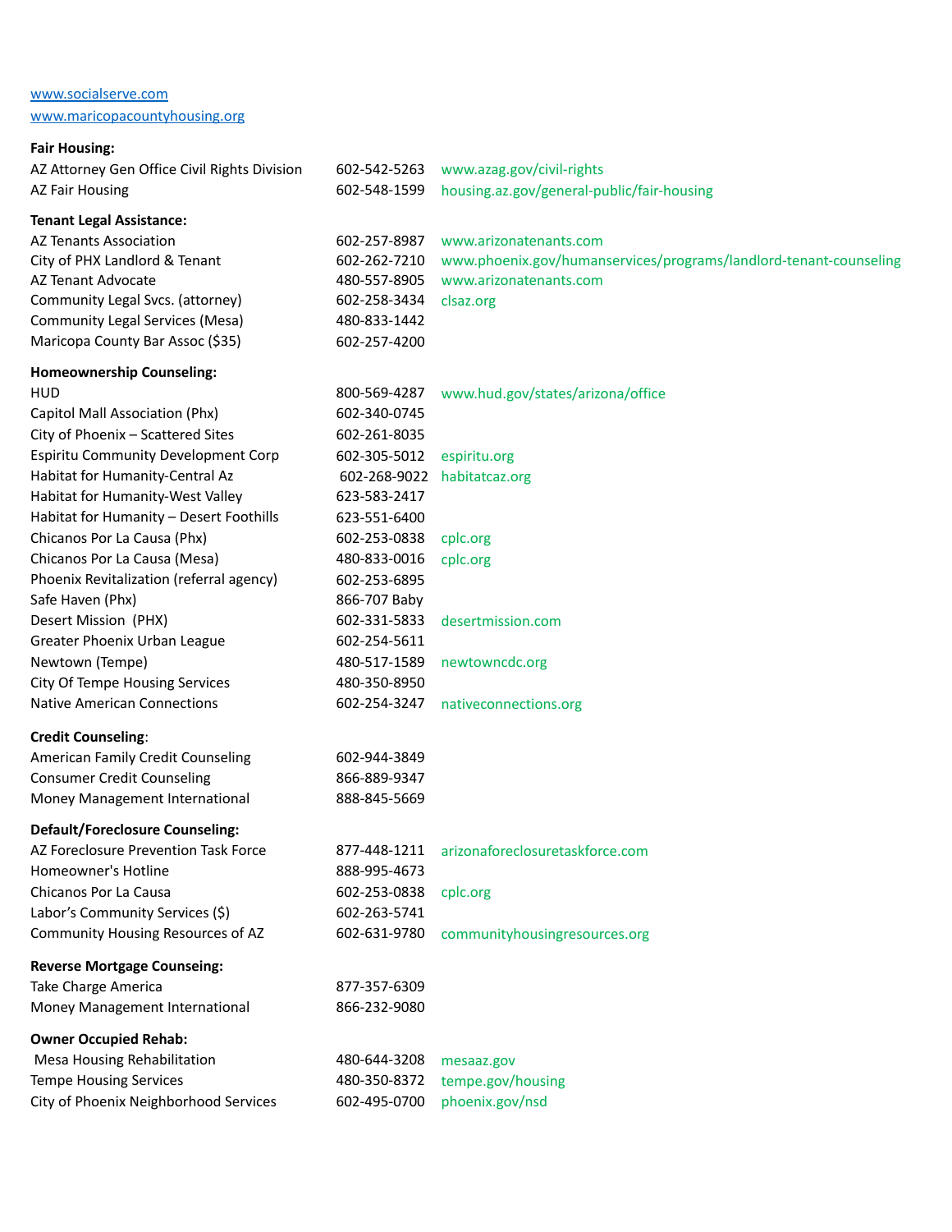www.socialserve.com

www.maricopacountyhousing.org

**Fair Housing:**

| | | |
|---|---|---|
| AZ Attorney Gen Office Civil Rights Division | 602-542-5263 | www.azag.gov/civil-rights |
| AZ Fair Housing | 602-548-1599 | housing.az.gov/general-public/fair-housing |

**Tenant Legal Assistance:**

| | | |
|---|---|---|
| AZ Tenants Association | 602-257-8987 | www.arizonatenants.com |
| City of PHX Landlord & Tenant | 602-262-7210 | www.phoenix.gov/humanservices/programs/landlord-tenant-counseling |
| AZ Tenant Advocate | 480-557-8905 | www.arizonatenants.com |
| Community Legal Svcs. (attorney) | 602-258-3434 | clsaz.org |
| Community Legal Services (Mesa) | 480-833-1442 | |
| Maricopa County Bar Assoc ($35) | 602-257-4200 | |

**Homeownership Counseling:**

| | | |
|---|---|---|
| HUD | 800-569-4287 | www.hud.gov/states/arizona/office |
| Capitol Mall Association (Phx) | 602-340-0745 | |
| City of Phoenix – Scattered Sites | 602-261-8035 | |
| Espiritu Community Development Corp | 602-305-5012 | espiritu.org |
| Habitat for Humanity-Central Az | 602-268-9022 | habitatcaz.org |
| Habitat for Humanity-West Valley | 623-583-2417 | |
| Habitat for Humanity – Desert Foothills | 623-551-6400 | |
| Chicanos Por La Causa (Phx) | 602-253-0838 | cplc.org |
| Chicanos Por La Causa (Mesa) | 480-833-0016 | cplc.org |
| Phoenix Revitalization (referral agency) | 602-253-6895 | |
| Safe Haven (Phx) | 866-707 Baby | |
| Desert Mission (PHX) | 602-331-5833 | desertmission.com |
| Greater Phoenix Urban League | 602-254-5611 | |
| Newtown (Tempe) | 480-517-1589 | newtowncdc.org |
| City Of Tempe Housing Services | 480-350-8950 | |
| Native American Connections | 602-254-3247 | nativeconnections.org |

**Credit Counseling**:

| | |
|---|---|
| American Family Credit Counseling | 602-944-3849 |
| Consumer Credit Counseling | 866-889-9347 |
| Money Management International | 888-845-5669 |

**Default/Foreclosure Counseling:**

| | | |
|---|---|---|
| AZ Foreclosure Prevention Task Force | 877-448-1211 | arizonaforeclosuretaskforce.com |
| Homeowner's Hotline | 888-995-4673 | |
| Chicanos Por La Causa | 602-253-0838 | cplc.org |
| Labor's Community Services ($) | 602-263-5741 | |
| Community Housing Resources of AZ | 602-631-9780 | communityhousingresources.org |

**Reverse Mortgage Counseing:**

| | |
|---|---|
| Take Charge America | 877-357-6309 |
| Money Management International | 866-232-9080 |

**Owner Occupied Rehab:**

| | | |
|---|---|---|
| Mesa Housing Rehabilitation | 480-644-3208 | mesaaz.gov |
| Tempe Housing Services | 480-350-8372 | tempe.gov/housing |
| City of Phoenix Neighborhood Services | 602-495-0700 | phoenix.gov/nsd |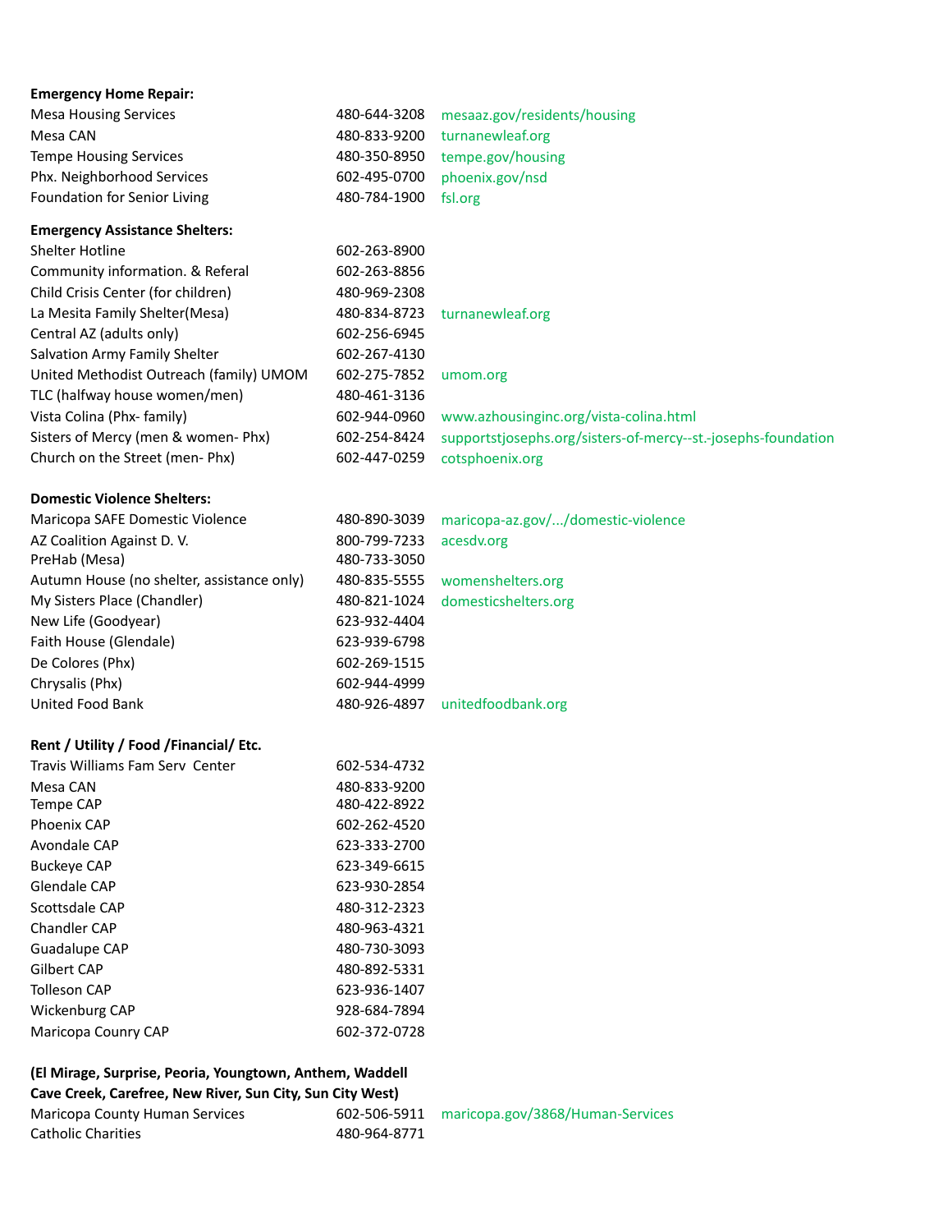**Emergency Home Repair:**

| | | |
|---|---|---|
| Mesa Housing Services | 480-644-3208 | mesaaz.gov/residents/housing |
| Mesa CAN | 480-833-9200 | turnanewleaf.org |
| Tempe Housing Services | 480-350-8950 | tempe.gov/housing |
| Phx. Neighborhood Services | 602-495-0700 | phoenix.gov/nsd |
| Foundation for Senior Living | 480-784-1900 | fsl.org |

**Emergency Assistance Shelters:**

| | | |
|---|---|---|
| Shelter Hotline | 602-263-8900 | |
| Community information. & Referal | 602-263-8856 | |
| Child Crisis Center (for children) | 480-969-2308 | |
| La Mesita Family Shelter(Mesa) | 480-834-8723 | turnanewleaf.org |
| Central AZ (adults only) | 602-256-6945 | |
| Salvation Army Family Shelter | 602-267-4130 | |
| United Methodist Outreach (family) UMOM | 602-275-7852 | umom.org |
| TLC (halfway house women/men) | 480-461-3136 | |
| Vista Colina (Phx- family) | 602-944-0960 | www.azhousinginc.org/vista-colina.html |
| Sisters of Mercy (men & women- Phx) | 602-254-8424 | supportstjosephs.org/sisters-of-mercy--st.-josephs-foundation |
| Church on the Street (men- Phx) | 602-447-0259 | cotsphoenix.org |

**Domestic Violence Shelters:**

| | | |
|---|---|---|
| Maricopa SAFE Domestic Violence | 480-890-3039 | maricopa-az.gov/.../domestic-violence |
| AZ Coalition Against D. V. | 800-799-7233 | acesdv.org |
| PreHab (Mesa) | 480-733-3050 | |
| Autumn House (no shelter, assistance only) | 480-835-5555 | womenshelters.org |
| My Sisters Place (Chandler) | 480-821-1024 | domesticshelters.org |
| New Life (Goodyear) | 623-932-4404 | |
| Faith House (Glendale) | 623-939-6798 | |
| De Colores (Phx) | 602-269-1515 | |
| Chrysalis (Phx) | 602-944-4999 | |
| United Food Bank | 480-926-4897 | unitedfoodbank.org |

**Rent / Utility / Food /Financial/ Etc.**

| | |
|---|---|
| Travis Williams Fam Serv Center | 602-534-4732 |
| Mesa CAN | 480-833-9200 |
| Tempe CAP | 480-422-8922 |
| Phoenix CAP | 602-262-4520 |
| Avondale CAP | 623-333-2700 |
| Buckeye CAP | 623-349-6615 |
| Glendale CAP | 623-930-2854 |
| Scottsdale CAP | 480-312-2323 |
| Chandler CAP | 480-963-4321 |
| Guadalupe CAP | 480-730-3093 |
| Gilbert CAP | 480-892-5331 |
| Tolleson CAP | 623-936-1407 |
| Wickenburg CAP | 928-684-7894 |
| Maricopa Counry CAP | 602-372-0728 |

**(El Mirage, Surprise, Peoria, Youngtown, Anthem, Waddell Cave Creek, Carefree, New River, Sun City, Sun City West)**

| | | |
|---|---|---|
| Maricopa County Human Services | 602-506-5911 | maricopa.gov/3868/Human-Services |
| Catholic Charities | 480-964-8771 | |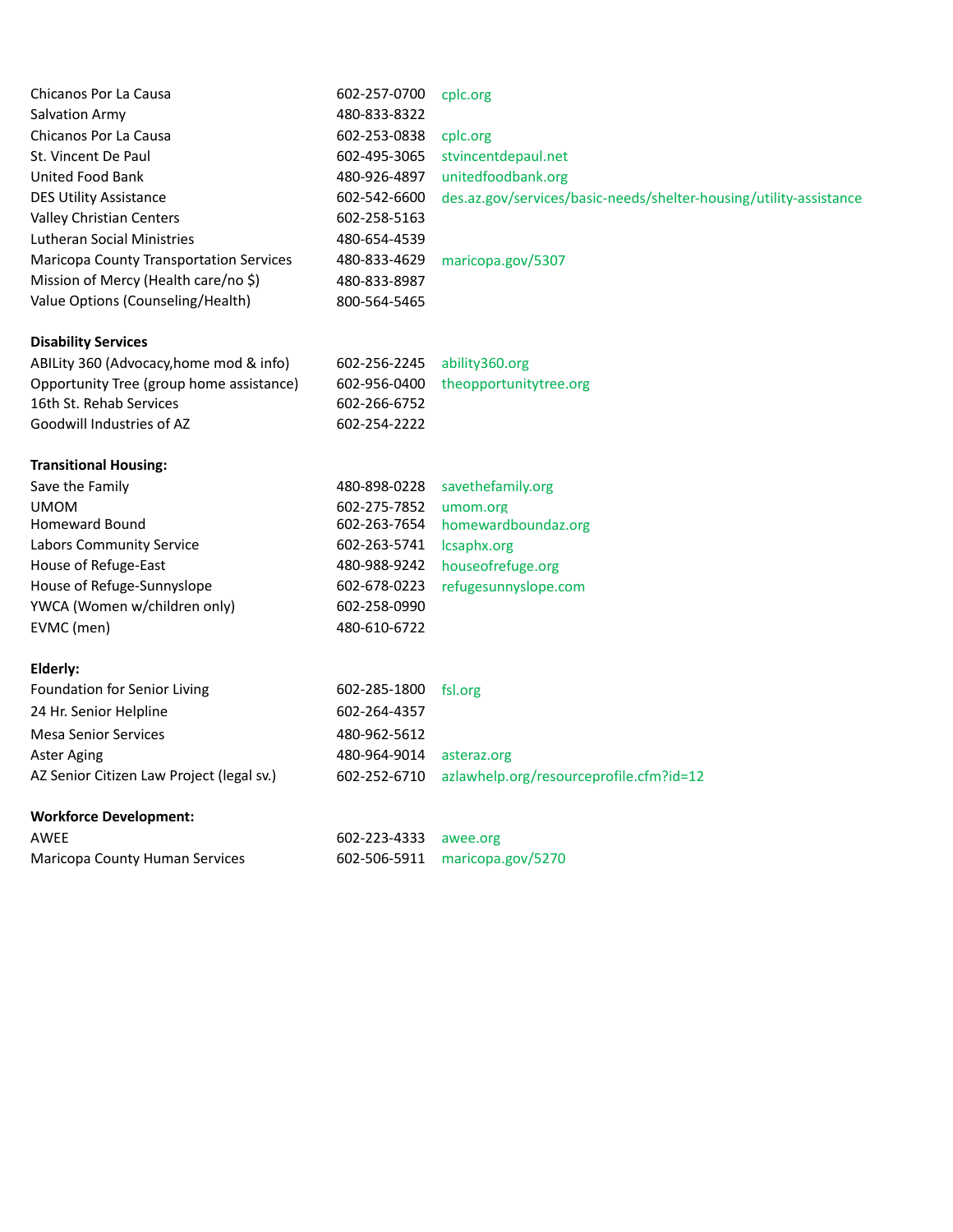| | | |
|---|---|---|
| Chicanos Por La Causa | 602-257-0700 | cplc.org |
| Salvation Army | 480-833-8322 | |
| Chicanos Por La Causa | 602-253-0838 | cplc.org |
| St. Vincent De Paul | 602-495-3065 | stvincentdepaul.net |
| United Food Bank | 480-926-4897 | unitedfoodbank.org |
| DES Utility Assistance | 602-542-6600 | des.az.gov/services/basic-needs/shelter-housing/utility-assistance |
| Valley Christian Centers | 602-258-5163 | |
| Lutheran Social Ministries | 480-654-4539 | |
| Maricopa County Transportation Services | 480-833-4629 | maricopa.gov/5307 |
| Mission of Mercy (Health care/no $) | 480-833-8987 | |
| Value Options (Counseling/Health) | 800-564-5465 | |

**Disability Services**

| | | |
|---|---|---|
| ABILity 360 (Advocacy,home mod & info) | 602-256-2245 | ability360.org |
| Opportunity Tree (group home assistance) | 602-956-0400 | theopportunitytree.org |
| 16th St. Rehab Services | 602-266-6752 | |
| Goodwill Industries of AZ | 602-254-2222 | |

**Transitional Housing:**

| | | |
|---|---|---|
| Save the Family | 480-898-0228 | savethefamily.org |
| UMOM | 602-275-7852 | umom.org |
| Homeward Bound | 602-263-7654 | homewardboundaz.org |
| Labors Community Service | 602-263-5741 | lcsaphx.org |
| House of Refuge-East | 480-988-9242 | houseofrefuge.org |
| House of Refuge-Sunnyslope | 602-678-0223 | refugesunnyslope.com |
| YWCA (Women w/children only) | 602-258-0990 | |
| EVMC (men) | 480-610-6722 | |

**Elderly:**

| | | |
|---|---|---|
| Foundation for Senior Living | 602-285-1800 | fsl.org |
| 24 Hr. Senior Helpline | 602-264-4357 | |
| Mesa Senior Services | 480-962-5612 | |
| Aster Aging | 480-964-9014 | asteraz.org |
| AZ Senior Citizen Law Project (legal sv.) | 602-252-6710 | azlawhelp.org/resourceprofile.cfm?id=12 |

**Workforce Development:**

| | | |
|---|---|---|
| AWEE | 602-223-4333 | awee.org |
| Maricopa County Human Services | 602-506-5911 | maricopa.gov/5270 |